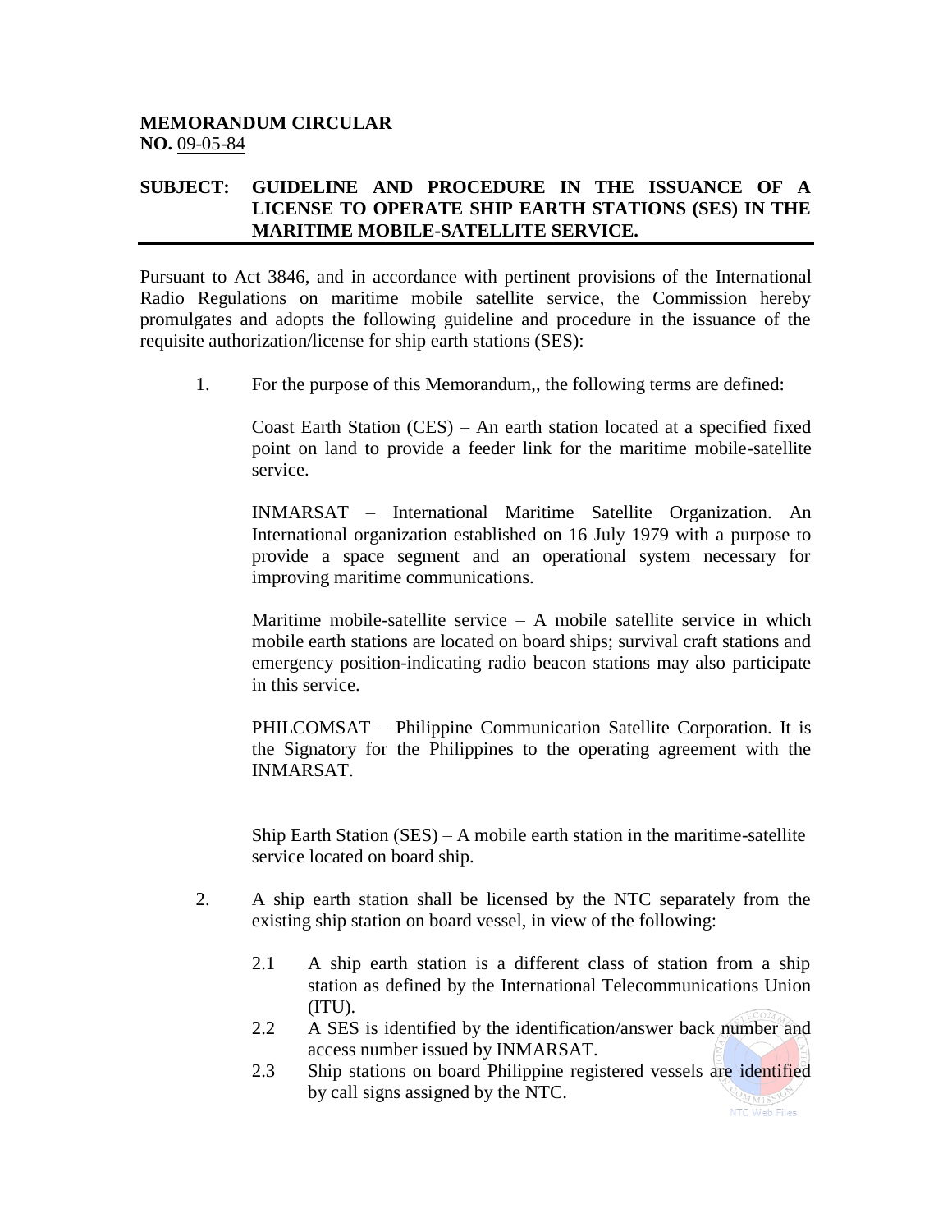**MEMORANDUM CIRCULAR**
**NO.** 09-05-84

**SUBJECT: GUIDELINE AND PROCEDURE IN THE ISSUANCE OF A LICENSE TO OPERATE SHIP EARTH STATIONS (SES) IN THE MARITIME MOBILE-SATELLITE SERVICE.**

---

Pursuant to Act 3846, and in accordance with pertinent provisions of the International Radio Regulations on maritime mobile satellite service, the Commission hereby promulgates and adopts the following guideline and procedure in the issuance of the requisite authorization/license for ship earth stations (SES):

1. For the purpose of this Memorandum,, the following terms are defined:

   Coast Earth Station (CES) – An earth station located at a specified fixed point on land to provide a feeder link for the maritime mobile-satellite service.

   INMARSAT – International Maritime Satellite Organization. An International organization established on 16 July 1979 with a purpose to provide a space segment and an operational system necessary for improving maritime communications.

   Maritime mobile-satellite service – A mobile satellite service in which mobile earth stations are located on board ships; survival craft stations and emergency position-indicating radio beacon stations may also participate in this service.

   PHILCOMSAT – Philippine Communication Satellite Corporation. It is the Signatory for the Philippines to the operating agreement with the INMARSAT.

   Ship Earth Station (SES) – A mobile earth station in the maritime-satellite service located on board ship.

2. A ship earth station shall be licensed by the NTC separately from the existing ship station on board vessel, in view of the following:

   2.1 A ship earth station is a different class of station from a ship station as defined by the International Telecommunications Union (ITU).

   2.2 A SES is identified by the identification/answer back number and access number issued by INMARSAT.

   2.3 Ship stations on board Philippine registered vessels are identified by call signs assigned by the NTC.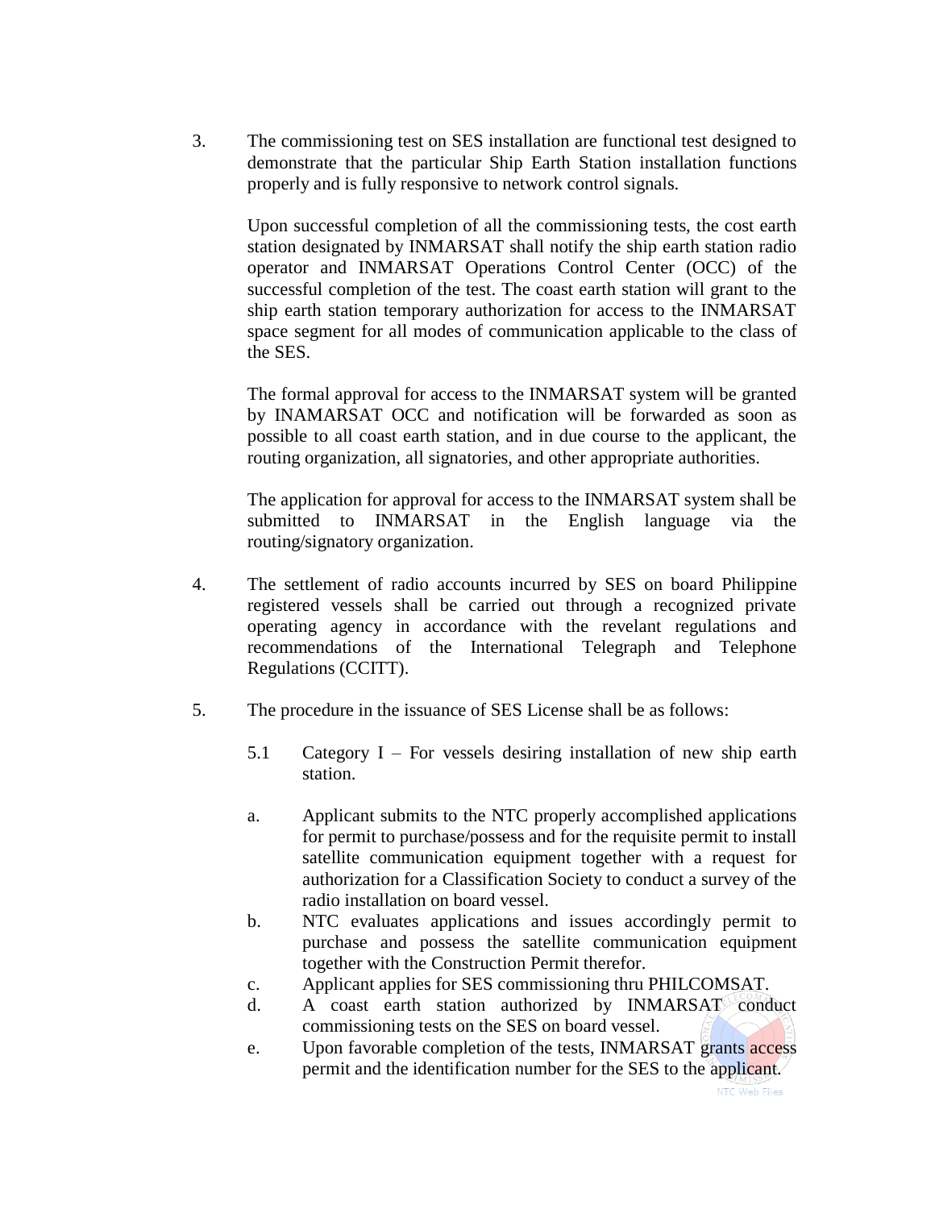3. The commissioning test on SES installation are functional test designed to demonstrate that the particular Ship Earth Station installation functions properly and is fully responsive to network control signals.

   Upon successful completion of all the commissioning tests, the cost earth station designated by INMARSAT shall notify the ship earth station radio operator and INMARSAT Operations Control Center (OCC) of the successful completion of the test. The coast earth station will grant to the ship earth station temporary authorization for access to the INMARSAT space segment for all modes of communication applicable to the class of the SES.

   The formal approval for access to the INMARSAT system will be granted by INAMARSAT OCC and notification will be forwarded as soon as possible to all coast earth station, and in due course to the applicant, the routing organization, all signatories, and other appropriate authorities.

   The application for approval for access to the INMARSAT system shall be submitted to INMARSAT in the English language via the routing/signatory organization.

4. The settlement of radio accounts incurred by SES on board Philippine registered vessels shall be carried out through a recognized private operating agency in accordance with the revelant regulations and recommendations of the International Telegraph and Telephone Regulations (CCITT).

5. The procedure in the issuance of SES License shall be as follows:

   5.1 Category I – For vessels desiring installation of new ship earth station.

   a. Applicant submits to the NTC properly accomplished applications for permit to purchase/possess and for the requisite permit to install satellite communication equipment together with a request for authorization for a Classification Society to conduct a survey of the radio installation on board vessel.
   b. NTC evaluates applications and issues accordingly permit to purchase and possess the satellite communication equipment together with the Construction Permit therefor.
   c. Applicant applies for SES commissioning thru PHILCOMSAT.
   d. A coast earth station authorized by INMARSAT conduct commissioning tests on the SES on board vessel.
   e. Upon favorable completion of the tests, INMARSAT grants access permit and the identification number for the SES to the applicant.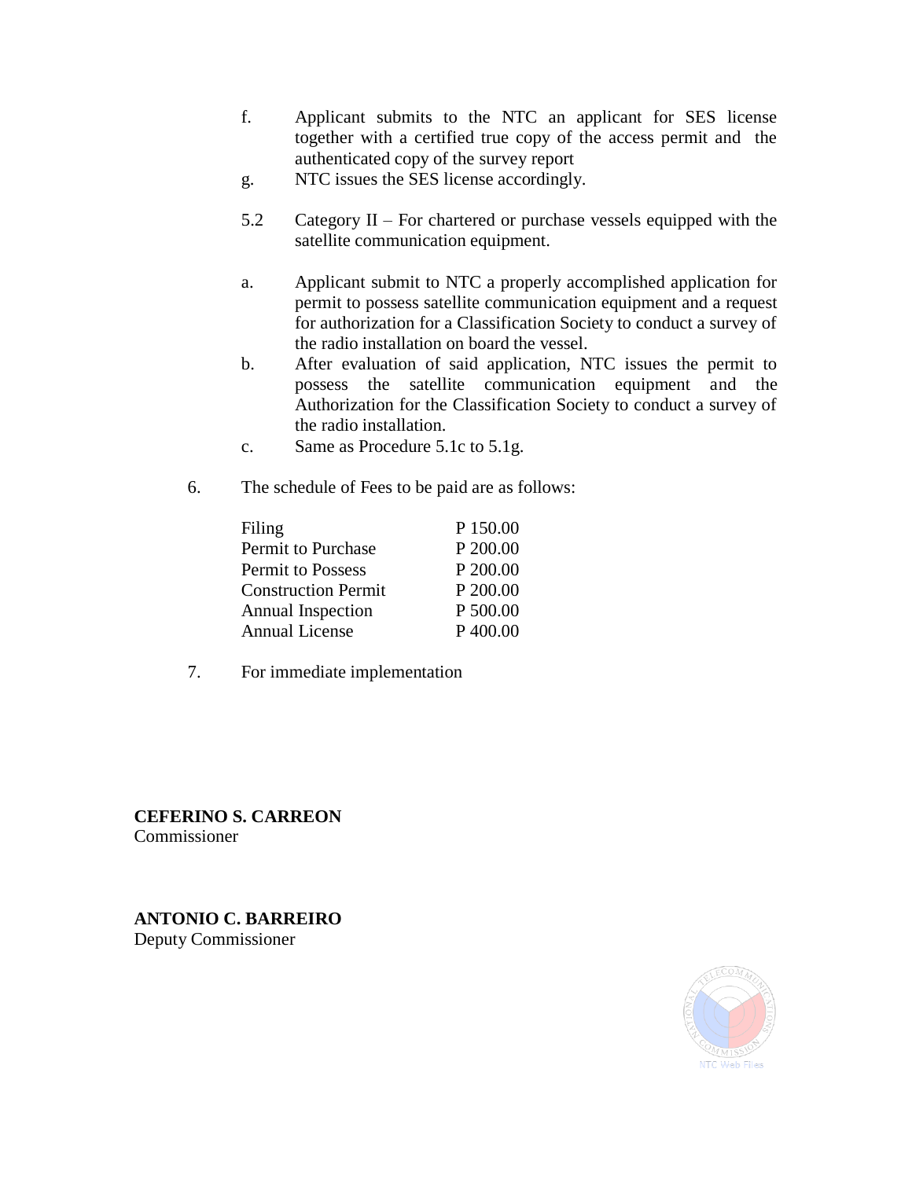f. Applicant submits to the NTC an applicant for SES license together with a certified true copy of the access permit and the authenticated copy of the survey report

g. NTC issues the SES license accordingly.

5.2 Category II – For chartered or purchase vessels equipped with the satellite communication equipment.

a. Applicant submit to NTC a properly accomplished application for permit to possess satellite communication equipment and a request for authorization for a Classification Society to conduct a survey of the radio installation on board the vessel.

b. After evaluation of said application, NTC issues the permit to possess the satellite communication equipment and the Authorization for the Classification Society to conduct a survey of the radio installation.

c. Same as Procedure 5.1c to 5.1g.

6. The schedule of Fees to be paid are as follows:

| | |
|---|---|
| Filing | P 150.00 |
| Permit to Purchase | P 200.00 |
| Permit to Possess | P 200.00 |
| Construction Permit | P 200.00 |
| Annual Inspection | P 500.00 |
| Annual License | P 400.00 |

7. For immediate implementation

**CEFERINO S. CARREON**
Commissioner

**ANTONIO C. BARREIRO**
Deputy Commissioner